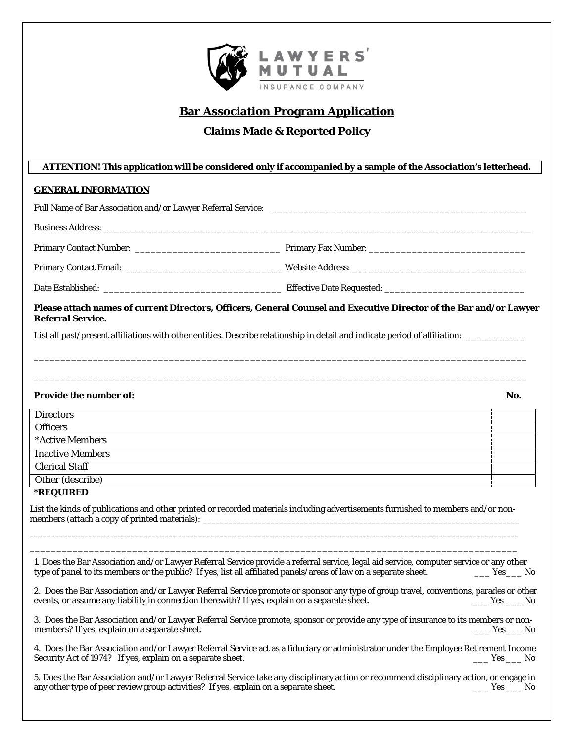LAWYERS' MUTUAL INSURANCE COMPANY

# Bar Association Program Application

## Claims Made & Reported Policy

**ATTENTION! This application will be considered only if accompanied by a sample of the Association's letterhead.**

### GENERAL INFORMATION

Full Name of Bar Association and/or Lawyer Referral Service: ______________________________________________

Business Address: ______________________________________________________________________________

Primary Contact Number: ___________________________ Primary Fax Number: ____________________________

Primary Contact Email: ____________________________ Website Address: _______________________________

Date Established: _________________________________ Effective Date Requested: _________________________

**Please attach names of current Directors, Officers, General Counsel and Executive Director of the Bar and/or Lawyer Referral Service.**

List all past/present affiliations with other entities. Describe relationship in detail and indicate period of affiliation: ___________

_____________________________________________________________________________________________

_____________________________________________________________________________________________

**Provide the number of:**

| | No. |
|---|---|
| Directors | |
| Officers | |
| *Active Members | |
| Inactive Members | |
| Clerical Staff | |
| Other (describe) | |

**\*REQUIRED**

List the kinds of publications and other printed or recorded materials including advertisements furnished to members and/or non-members (attach a copy of printed materials): ____________________________________________________________

_____________________________________________________________________________________________

_____________________________________________________________________________________________

1. Does the Bar Association and/or Lawyer Referral Service provide a referral service, legal aid service, computer service or any other type of panel to its members or the public? If yes, list all affiliated panels/areas of law on a separate sheet. ___ Yes___ No

2. Does the Bar Association and/or Lawyer Referral Service promote or sponsor any type of group travel, conventions, parades or other events, or assume any liability in connection therewith? If yes, explain on a separate sheet. ___ Yes ___ No

3. Does the Bar Association and/or Lawyer Referral Service promote, sponsor or provide any type of insurance to its members or non-members? If yes, explain on a separate sheet. ___ Yes___ No

4. Does the Bar Association and/or Lawyer Referral Service act as a fiduciary or administrator under the Employee Retirement Income Security Act of 1974? If yes, explain on a separate sheet. ___ Yes ___ No

5. Does the Bar Association and/or Lawyer Referral Service take any disciplinary action or recommend disciplinary action, or engage in any other type of peer review group activities? If yes, explain on a separate sheet. ___ Yes ___ No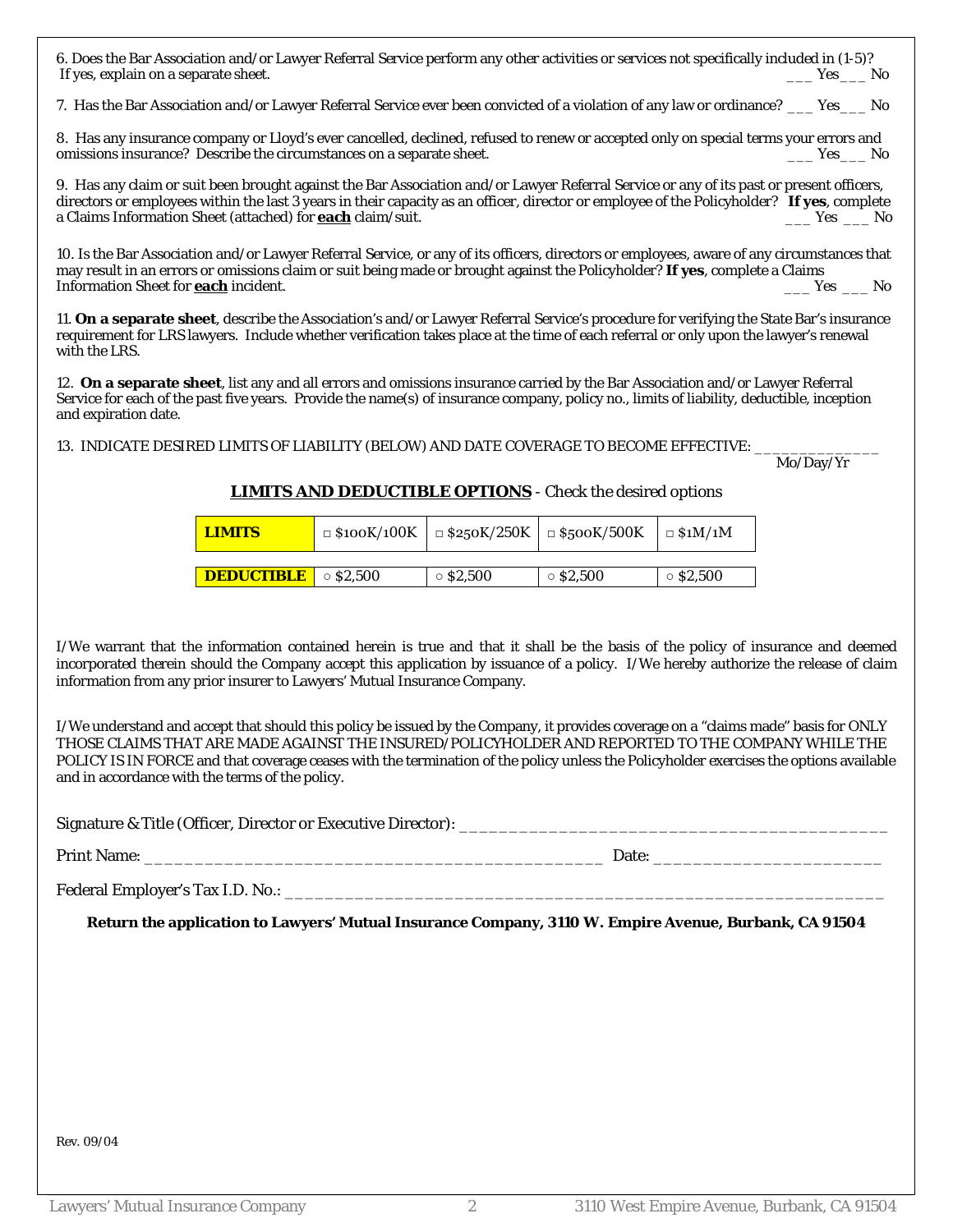6. Does the Bar Association and/or Lawyer Referral Service perform any other activities or services not specifically included in (1-5)? If yes, explain on a separate sheet. ___ Yes ___ No

7. Has the Bar Association and/or Lawyer Referral Service ever been convicted of a violation of any law or ordinance? ___ Yes ___ No

8. Has any insurance company or Lloyd's ever cancelled, declined, refused to renew or accepted only on special terms your errors and omissions insurance? Describe the circumstances on a separate sheet. ___ Yes ___ No

9. Has any claim or suit been brought against the Bar Association and/or Lawyer Referral Service or any of its past or present officers, directors or employees within the last 3 years in their capacity as an officer, director or employee of the Policyholder? **If yes**, complete a Claims Information Sheet (attached) for **each** claim/suit. ___ Yes ___ No

10. Is the Bar Association and/or Lawyer Referral Service, or any of its officers, directors or employees, aware of any circumstances that may result in an errors or omissions claim or suit being made or brought against the Policyholder? **If yes**, complete a Claims Information Sheet for **each** incident. ___ Yes ___ No

11. **On a separate sheet**, describe the Association's and/or Lawyer Referral Service's procedure for verifying the State Bar's insurance requirement for LRS lawyers. Include whether verification takes place at the time of each referral or only upon the lawyer's renewal with the LRS.

12. **On a separate sheet**, list any and all errors and omissions insurance carried by the Bar Association and/or Lawyer Referral Service for each of the past five years. Provide the name(s) of insurance company, policy no., limits of liability, deductible, inception and expiration date.

13. INDICATE DESIRED LIMITS OF LIABILITY (BELOW) AND DATE COVERAGE TO BECOME EFFECTIVE: ______________
Mo/Day/Yr

**LIMITS AND DEDUCTIBLE OPTIONS** - Check the desired options

| **LIMITS** | □ $100K/100K | □ $250K/250K | □ $500K/500K | □ $1M/1M |
|---|---|---|---|---|
| **DEDUCTIBLE** | ○ $2,500 | ○ $2,500 | ○ $2,500 | ○ $2,500 |

I/We warrant that the information contained herein is true and that it shall be the basis of the policy of insurance and deemed incorporated therein should the Company accept this application by issuance of a policy. I/We hereby authorize the release of claim information from any prior insurer to Lawyers' Mutual Insurance Company.

I/We understand and accept that should this policy be issued by the Company, it provides coverage on a "claims made" basis for ONLY THOSE CLAIMS THAT ARE MADE AGAINST THE INSURED/POLICYHOLDER AND REPORTED TO THE COMPANY WHILE THE POLICY IS IN FORCE and that coverage ceases with the termination of the policy unless the Policyholder exercises the options available and in accordance with the terms of the policy.

Signature & Title (Officer, Director or Executive Director): ___________________________________________

Print Name: ________________________________________________ Date: ________________________

Federal Employer's Tax I.D. No.: ________________________________________________________________

**Return the application to Lawyers' Mutual Insurance Company, 3110 W. Empire Avenue, Burbank, CA 91504**

Rev. 09/04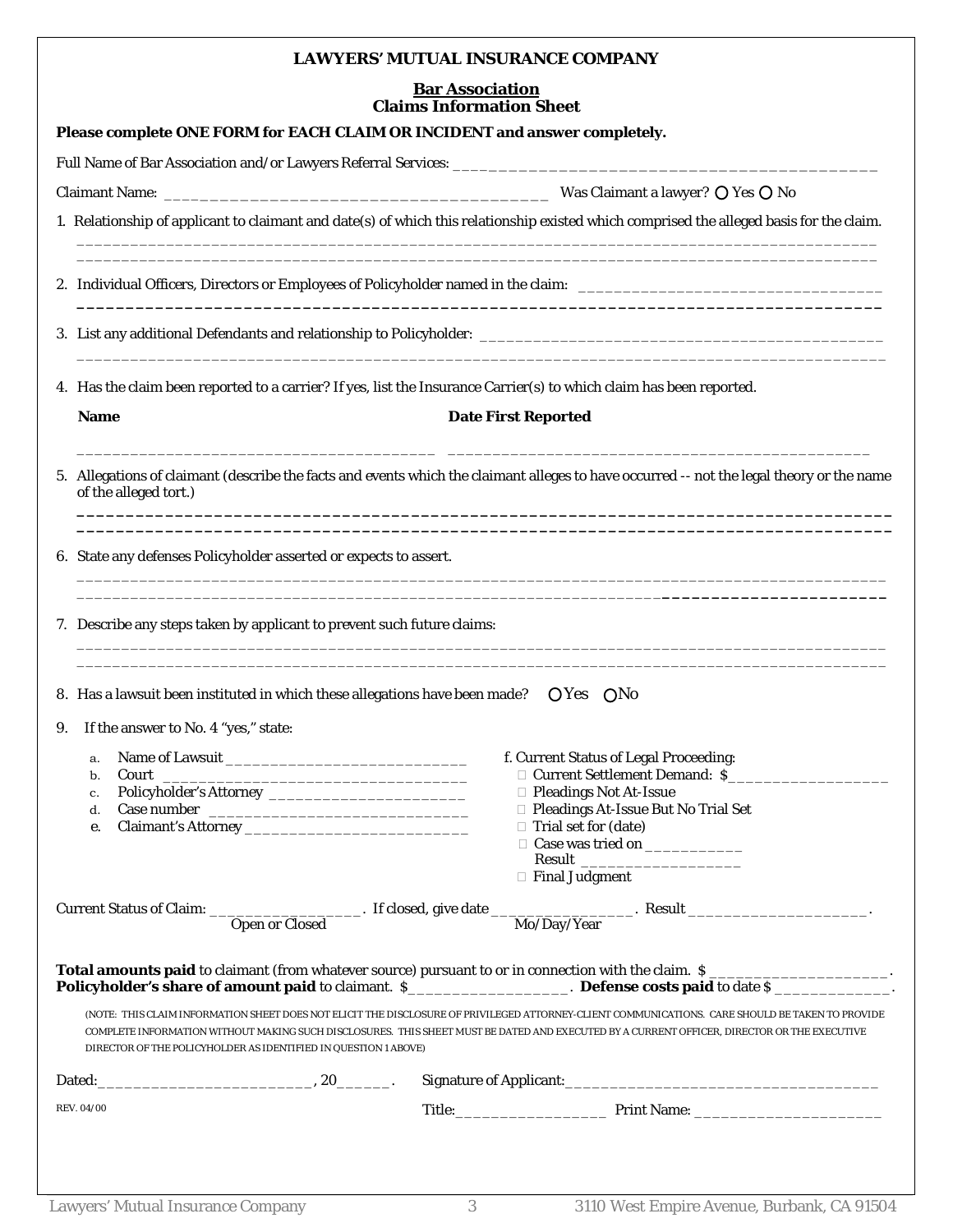**LAWYERS' MUTUAL INSURANCE COMPANY**

**Bar Association**
**Claims Information Sheet**

***Please complete ONE FORM for EACH CLAIM OR INCIDENT and answer completely.***

Full Name of Bar Association and/or Lawyers Referral Services: ____________________________________________

Claimant Name: ________________________________________ Was Claimant a lawyer? ○ Yes ○ No

1. Relationship of applicant to claimant and date(s) of which this relationship existed which comprised the alleged basis for the claim.

   ______________________________________________________________________________________
   ______________________________________________________________________________________

2. Individual Officers, Directors or Employees of Policyholder named in the claim: ______________________________

   ______________________________________________________________________________________

3. List any additional Defendants and relationship to Policyholder: ____________________________________________

   ______________________________________________________________________________________

4. Has the claim been reported to a carrier? If yes, list the Insurance Carrier(s) to which claim has been reported.

   **Name** **Date First Reported**

   ________________________________________ ______________________________________________

5. Allegations of claimant (describe the facts and events which the claimant alleges to have occurred -- not the legal theory or the name of the alleged tort.)

   ______________________________________________________________________________________
   ______________________________________________________________________________________

6. State any defenses Policyholder asserted or expects to assert.

   ______________________________________________________________________________________
   ______________________________________________________________________________________

7. Describe any steps taken by applicant to prevent such future claims:

   ______________________________________________________________________________________
   ______________________________________________________________________________________

8. Has a lawsuit been instituted in which these allegations have been made? ○ Yes ○ No

9. If the answer to No. 4 "yes," state:

   a. Name of Lawsuit ____________________________
   b. Court ___________________________________
   c. Policyholder's Attorney ______________________
   d. Case number _______________________________
   e. Claimant's Attorney _________________________

   f. Current Status of Legal Proceeding:
   - ☐ Current Settlement Demand: $__________________
   - ☐ Pleadings Not At-Issue
   - ☐ Pleadings At-Issue But No Trial Set
   - ☐ Trial set for (date)
   - ☐ Case was tried on ___________
     Result ___________________
   - ☐ Final Judgment

Current Status of Claim: __________________ (Open or Closed). If closed, give date _________________ (Mo/Day/Year). Result _____________________.

**Total amounts paid** to claimant (from whatever source) pursuant to or in connection with the claim. $ _____________________.
**Policyholder's share of amount paid** to claimant. $__________________. **Defense costs paid** to date $ _____________.

(NOTE: THIS CLAIM INFORMATION SHEET DOES NOT ELICIT THE DISCLOSURE OF PRIVILEGED ATTORNEY-CLIENT COMMUNICATIONS. CARE SHOULD BE TAKEN TO PROVIDE COMPLETE INFORMATION WITHOUT MAKING SUCH DISCLOSURES. THIS SHEET MUST BE DATED AND EXECUTED BY A CURRENT OFFICER, DIRECTOR OR THE EXECUTIVE DIRECTOR OF THE POLICYHOLDER AS IDENTIFIED IN QUESTION 1 ABOVE)

Dated:________________________, 20______. Signature of Applicant:___________________________________

REV. 04/00

Title:__________________ Print Name: _____________________

Lawyers' Mutual Insurance Company 3110 West Empire Avenue, Burbank, CA 91504